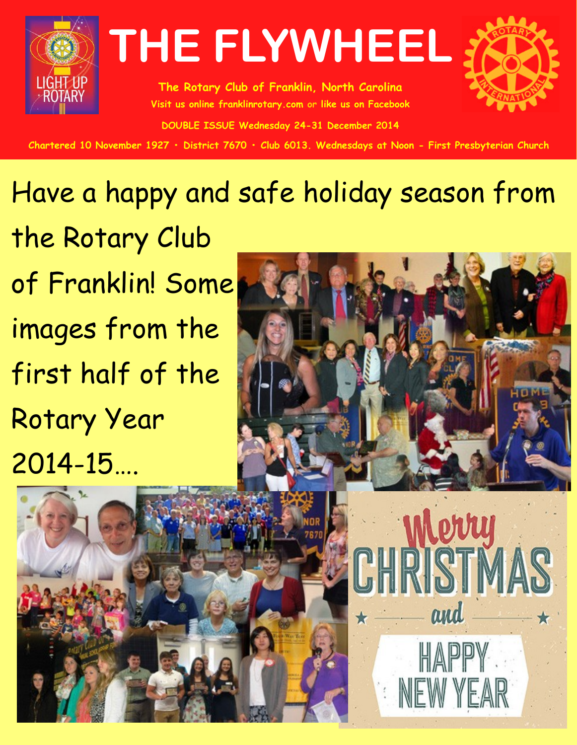# THE FLYWHEEL

**The Rotary Club of Franklin, North Carolina**

**Visit us online franklinrotary.com or like us on Facebook**

**DOUBLE ISSUE Wednesday 24-31 December 2014**

**Chartered 10 November 1927 • District 7670 • Club 6013. Wednesdays at Noon - First Presbyterian Church**

Have a happy and safe holiday season from the Rotary Club of Franklin! Some images from the first half of the Rotary Year 2014-15....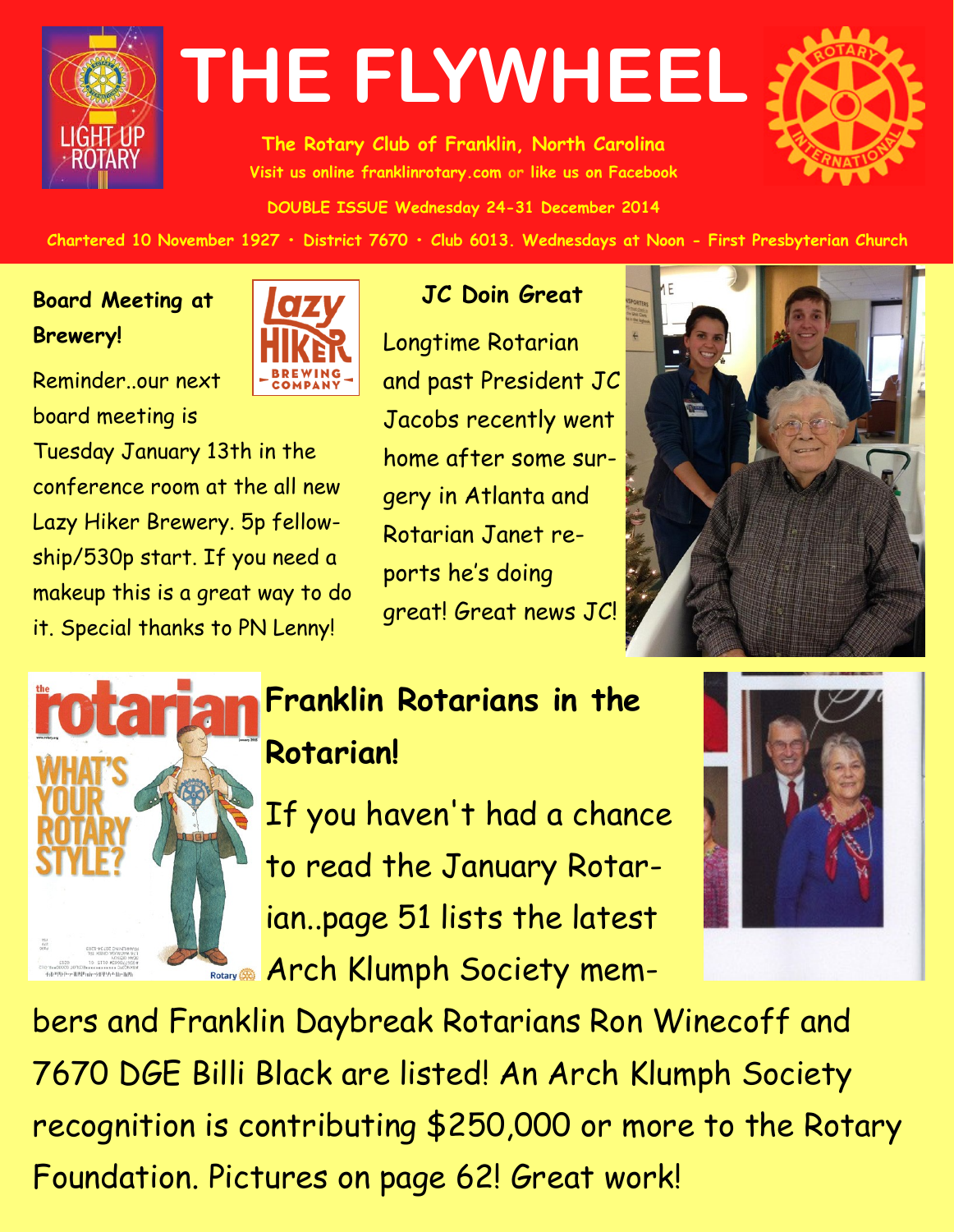# THE FLYWHEEL

**The Rotary Club of Franklin, North Carolina**

Visit us online franklinrotary.com or like us on Facebook

DOUBLE ISSUE Wednesday 24-31 December 2014

Chartered 10 November 1927 • District 7670 • Club 6013. Wednesdays at Noon - First Presbyterian Church

## Board Meeting at Brewery!

Reminder..our next board meeting is Tuesday January 13th in the conference room at the all new Lazy Hiker Brewery. 5p fellowship/530p start. If you need a makeup this is a great way to do it. Special thanks to PN Lenny!

## JC Doin Great

Longtime Rotarian and past President JC Jacobs recently went home after some surgery in Atlanta and Rotarian Janet reports he's doing great! Great news JC!

## Franklin Rotarians in the Rotarian!

If you haven't had a chance to read the January Rotarian..page 51 lists the latest Arch Klumph Society members and Franklin Daybreak Rotarians Ron Winecoff and 7670 DGE Billi Black are listed! An Arch Klumph Society recognition is contributing $250,000 or more to the Rotary Foundation. Pictures on page 62! Great work!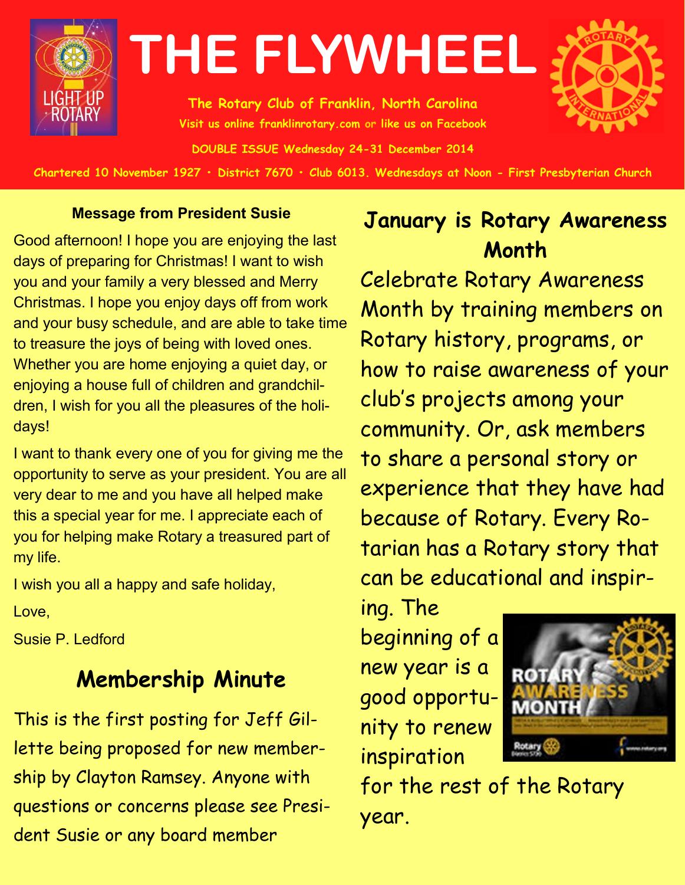# THE FLYWHEEL

**The Rotary Club of Franklin, North Carolina**

Visit us online franklinrotary.com or like us on Facebook

DOUBLE ISSUE Wednesday 24-31 December 2014

Chartered 10 November 1927 • District 7670 • Club 6013. Wednesdays at Noon - First Presbyterian Church

### Message from President Susie

Good afternoon! I hope you are enjoying the last days of preparing for Christmas! I want to wish you and your family a very blessed and Merry Christmas. I hope you enjoy days off from work and your busy schedule, and are able to take time to treasure the joys of being with loved ones. Whether you are home enjoying a quiet day, or enjoying a house full of children and grandchildren, I wish for you all the pleasures of the holidays!

I want to thank every one of you for giving me the opportunity to serve as your president. You are all very dear to me and you have all helped make this a special year for me. I appreciate each of you for helping make Rotary a treasured part of my life.

I wish you all a happy and safe holiday,

Love,

Susie P. Ledford

## Membership Minute

This is the first posting for Jeff Gillette being proposed for new membership by Clayton Ramsey. Anyone with questions or concerns please see President Susie or any board member

## January is Rotary Awareness Month

Celebrate Rotary Awareness Month by training members on Rotary history, programs, or how to raise awareness of your club's projects among your community. Or, ask members to share a personal story or experience that they have had because of Rotary. Every Rotarian has a Rotary story that can be educational and inspiring. The beginning of a new year is a good opportunity to renew inspiration for the rest of the Rotary year.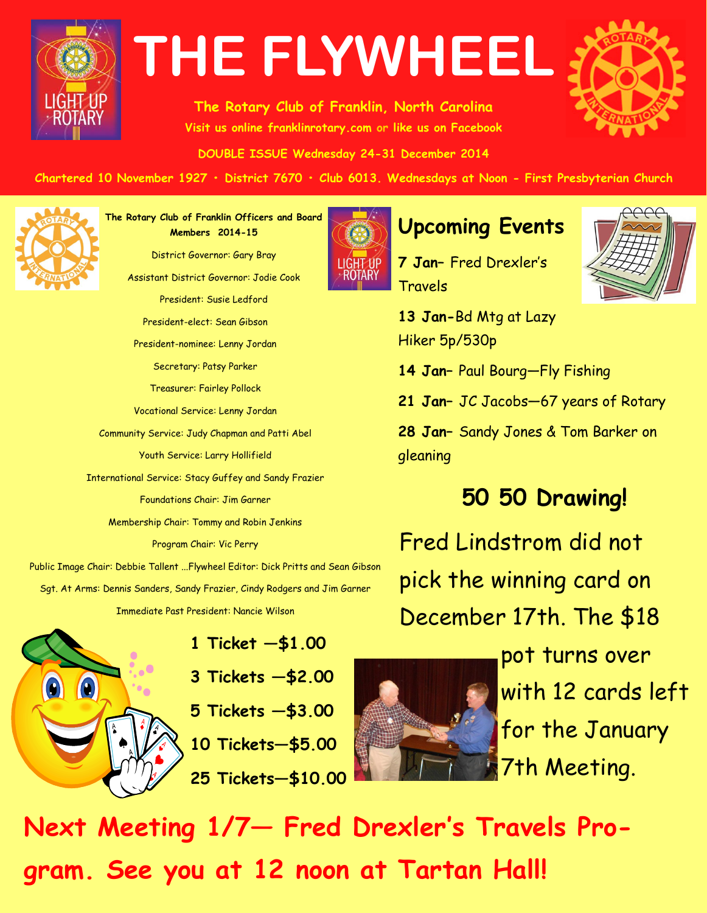# THE FLYWHEEL

**The Rotary Club of Franklin, North Carolina**

**Visit us online franklinrotary.com or like us on Facebook**

**DOUBLE ISSUE Wednesday 24-31 December 2014**

**Chartered 10 November 1927 • District 7670 • Club 6013. Wednesdays at Noon - First Presbyterian Church**

**The Rotary Club of Franklin Officers and Board Members 2014-15**

District Governor: Gary Bray

Assistant District Governor: Jodie Cook

President: Susie Ledford

President-elect: Sean Gibson

President-nominee: Lenny Jordan

Secretary: Patsy Parker

Treasurer: Fairley Pollock

Vocational Service: Lenny Jordan

Community Service: Judy Chapman and Patti Abel

Youth Service: Larry Hollifield

International Service: Stacy Guffey and Sandy Frazier

Foundations Chair: Jim Garner

Membership Chair: Tommy and Robin Jenkins

Program Chair: Vic Perry

Public Image Chair: Debbie Tallent ...Flywheel Editor: Dick Pritts and Sean Gibson

Sgt. At Arms: Dennis Sanders, Sandy Frazier, Cindy Rodgers and Jim Garner

Immediate Past President: Nancie Wilson

## Upcoming Events

**7 Jan**– Fred Drexler's Travels

**13 Jan**-Bd Mtg at Lazy Hiker 5p/530p

**14 Jan**– Paul Bourg—Fly Fishing

**21 Jan**– JC Jacobs—67 years of Rotary

**28 Jan**– Sandy Jones & Tom Barker on gleaning

## 50 50 Drawing!

Fred Lindstrom did not pick the winning card on December 17th. The $18 pot turns over with 12 cards left for the January 7th Meeting.

**1 Ticket —$1.00**

**3 Tickets —$2.00**

**5 Tickets —$3.00**

**10 Tickets—$5.00**

**25 Tickets—$10.00**

**Next Meeting 1/7— Fred Drexler's Travels Program. See you at 12 noon at Tartan Hall!**